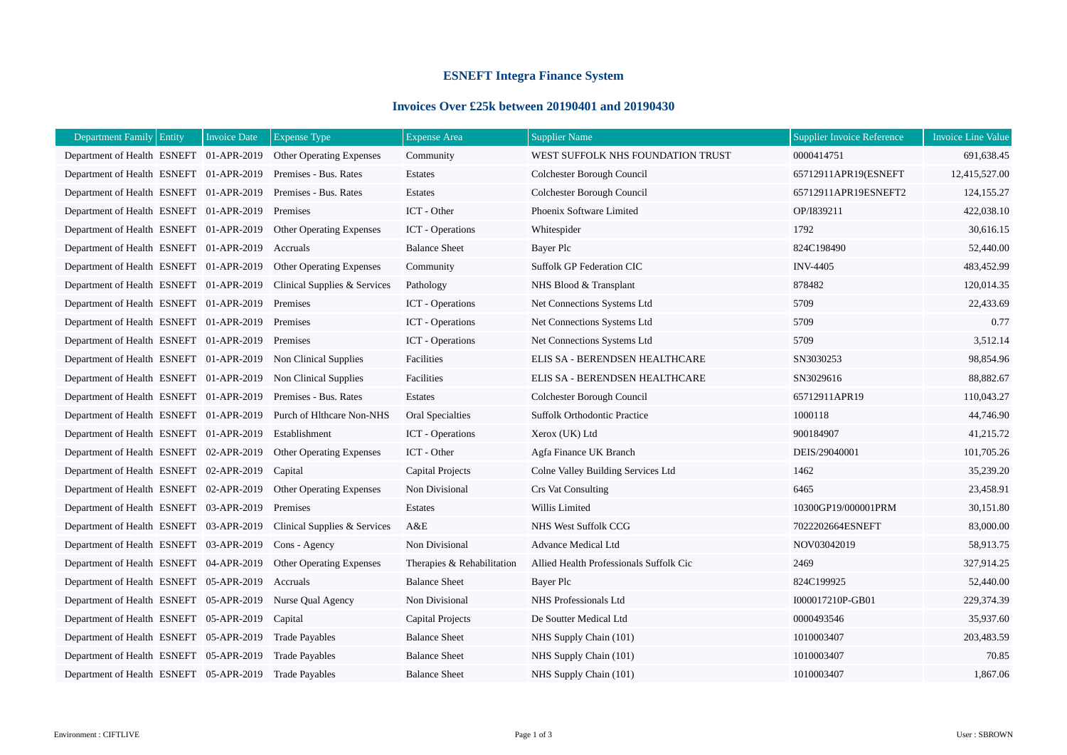## ESNEFT Integra Finance System

## Invoices Over £25k between 20190401 and 20190430

| Department Family | Entity | Invoice Date | Expense Type | Expense Area | Supplier Name | Supplier Invoice Reference | Invoice Line Value |
|---|---|---|---|---|---|---|---|
| Department of Health | ESNEFT | 01-APR-2019 | Other Operating Expenses | Community | WEST SUFFOLK NHS FOUNDATION TRUST | 0000414751 | 691,638.45 |
| Department of Health | ESNEFT | 01-APR-2019 | Premises - Bus. Rates | Estates | Colchester Borough Council | 65712911APR19(ESNEFT | 12,415,527.00 |
| Department of Health | ESNEFT | 01-APR-2019 | Premises - Bus. Rates | Estates | Colchester Borough Council | 65712911APR19ESNEFT2 | 124,155.27 |
| Department of Health | ESNEFT | 01-APR-2019 | Premises | ICT - Other | Phoenix Software Limited | OP/I839211 | 422,038.10 |
| Department of Health | ESNEFT | 01-APR-2019 | Other Operating Expenses | ICT - Operations | Whitespider | 1792 | 30,616.15 |
| Department of Health | ESNEFT | 01-APR-2019 | Accruals | Balance Sheet | Bayer Plc | 824C198490 | 52,440.00 |
| Department of Health | ESNEFT | 01-APR-2019 | Other Operating Expenses | Community | Suffolk GP Federation CIC | INV-4405 | 483,452.99 |
| Department of Health | ESNEFT | 01-APR-2019 | Clinical Supplies & Services | Pathology | NHS Blood & Transplant | 878482 | 120,014.35 |
| Department of Health | ESNEFT | 01-APR-2019 | Premises | ICT - Operations | Net Connections Systems Ltd | 5709 | 22,433.69 |
| Department of Health | ESNEFT | 01-APR-2019 | Premises | ICT - Operations | Net Connections Systems Ltd | 5709 | 0.77 |
| Department of Health | ESNEFT | 01-APR-2019 | Premises | ICT - Operations | Net Connections Systems Ltd | 5709 | 3,512.14 |
| Department of Health | ESNEFT | 01-APR-2019 | Non Clinical Supplies | Facilities | ELIS SA - BERENDSEN HEALTHCARE | SN3030253 | 98,854.96 |
| Department of Health | ESNEFT | 01-APR-2019 | Non Clinical Supplies | Facilities | ELIS SA - BERENDSEN HEALTHCARE | SN3029616 | 88,882.67 |
| Department of Health | ESNEFT | 01-APR-2019 | Premises - Bus. Rates | Estates | Colchester Borough Council | 65712911APR19 | 110,043.27 |
| Department of Health | ESNEFT | 01-APR-2019 | Purch of Hlthcare Non-NHS | Oral Specialties | Suffolk Orthodontic Practice | 1000118 | 44,746.90 |
| Department of Health | ESNEFT | 01-APR-2019 | Establishment | ICT - Operations | Xerox (UK) Ltd | 900184907 | 41,215.72 |
| Department of Health | ESNEFT | 02-APR-2019 | Other Operating Expenses | ICT - Other | Agfa Finance UK Branch | DEIS/29040001 | 101,705.26 |
| Department of Health | ESNEFT | 02-APR-2019 | Capital | Capital Projects | Colne Valley Building Services Ltd | 1462 | 35,239.20 |
| Department of Health | ESNEFT | 02-APR-2019 | Other Operating Expenses | Non Divisional | Crs Vat Consulting | 6465 | 23,458.91 |
| Department of Health | ESNEFT | 03-APR-2019 | Premises | Estates | Willis Limited | 10300GP19/000001PRM | 30,151.80 |
| Department of Health | ESNEFT | 03-APR-2019 | Clinical Supplies & Services | A&E | NHS West Suffolk CCG | 7022202664ESNEFT | 83,000.00 |
| Department of Health | ESNEFT | 03-APR-2019 | Cons - Agency | Non Divisional | Advance Medical Ltd | NOV03042019 | 58,913.75 |
| Department of Health | ESNEFT | 04-APR-2019 | Other Operating Expenses | Therapies & Rehabilitation | Allied Health Professionals Suffolk Cic | 2469 | 327,914.25 |
| Department of Health | ESNEFT | 05-APR-2019 | Accruals | Balance Sheet | Bayer Plc | 824C199925 | 52,440.00 |
| Department of Health | ESNEFT | 05-APR-2019 | Nurse Qual Agency | Non Divisional | NHS Professionals Ltd | I000017210P-GB01 | 229,374.39 |
| Department of Health | ESNEFT | 05-APR-2019 | Capital | Capital Projects | De Soutter Medical Ltd | 0000493546 | 35,937.60 |
| Department of Health | ESNEFT | 05-APR-2019 | Trade Payables | Balance Sheet | NHS Supply Chain (101) | 1010003407 | 203,483.59 |
| Department of Health | ESNEFT | 05-APR-2019 | Trade Payables | Balance Sheet | NHS Supply Chain (101) | 1010003407 | 70.85 |
| Department of Health | ESNEFT | 05-APR-2019 | Trade Payables | Balance Sheet | NHS Supply Chain (101) | 1010003407 | 1,867.06 |

Environment : CIFTLIVE

User : SBROWN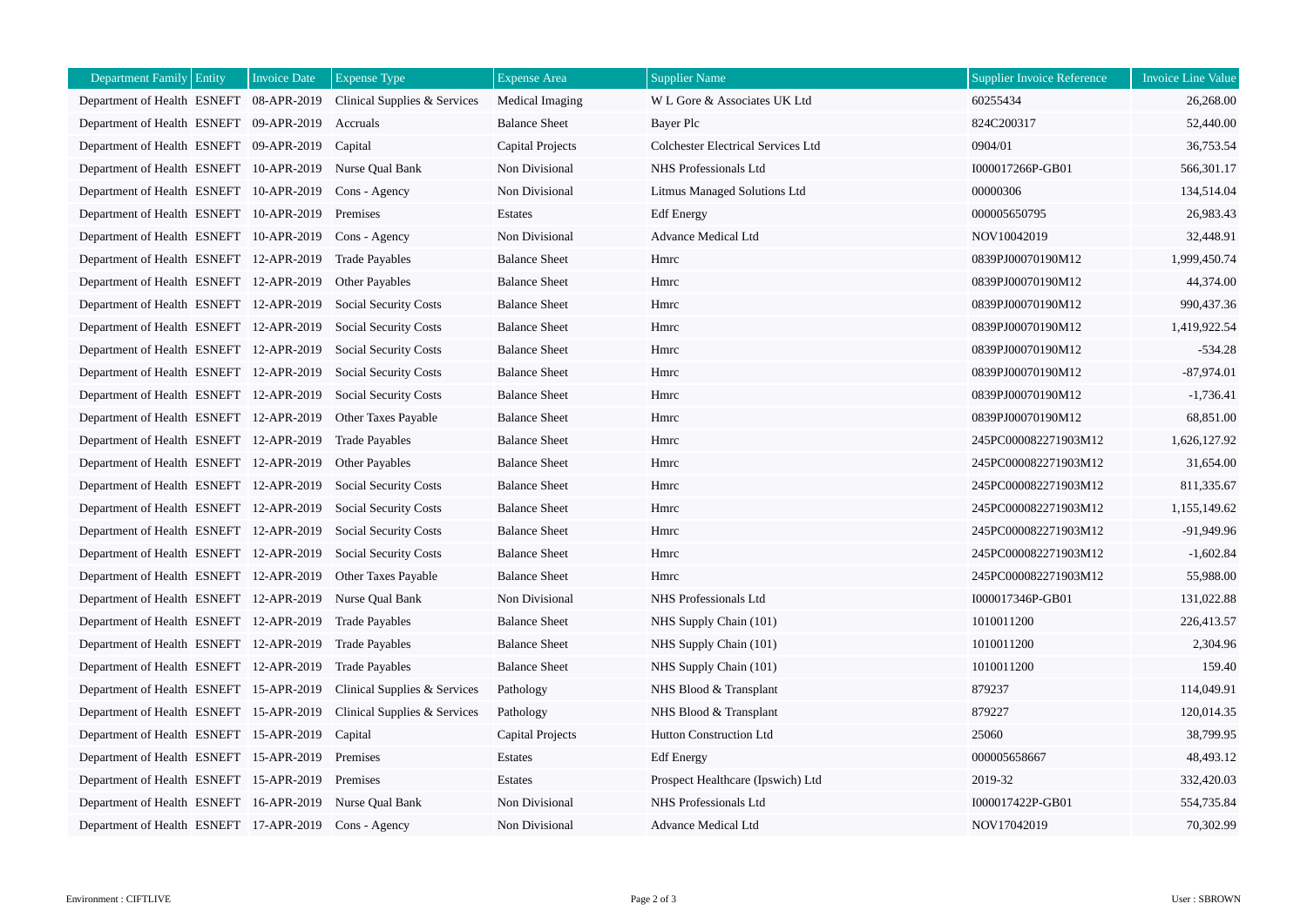| Department Family | Entity | Invoice Date | Expense Type | Expense Area | Supplier Name | Supplier Invoice Reference | Invoice Line Value |
|---|---|---|---|---|---|---|---|
| Department of Health | ESNEFT | 08-APR-2019 | Clinical Supplies & Services | Medical Imaging | W L Gore & Associates UK Ltd | 60255434 | 26,268.00 |
| Department of Health | ESNEFT | 09-APR-2019 | Accruals | Balance Sheet | Bayer Plc | 824C200317 | 52,440.00 |
| Department of Health | ESNEFT | 09-APR-2019 | Capital | Capital Projects | Colchester Electrical Services Ltd | 0904/01 | 36,753.54 |
| Department of Health | ESNEFT | 10-APR-2019 | Nurse Qual Bank | Non Divisional | NHS Professionals Ltd | I000017266P-GB01 | 566,301.17 |
| Department of Health | ESNEFT | 10-APR-2019 | Cons - Agency | Non Divisional | Litmus Managed Solutions Ltd | 00000306 | 134,514.04 |
| Department of Health | ESNEFT | 10-APR-2019 | Premises | Estates | Edf Energy | 000005650795 | 26,983.43 |
| Department of Health | ESNEFT | 10-APR-2019 | Cons - Agency | Non Divisional | Advance Medical Ltd | NOV10042019 | 32,448.91 |
| Department of Health | ESNEFT | 12-APR-2019 | Trade Payables | Balance Sheet | Hmrc | 0839PJ00070190M12 | 1,999,450.74 |
| Department of Health | ESNEFT | 12-APR-2019 | Other Payables | Balance Sheet | Hmrc | 0839PJ00070190M12 | 44,374.00 |
| Department of Health | ESNEFT | 12-APR-2019 | Social Security Costs | Balance Sheet | Hmrc | 0839PJ00070190M12 | 990,437.36 |
| Department of Health | ESNEFT | 12-APR-2019 | Social Security Costs | Balance Sheet | Hmrc | 0839PJ00070190M12 | 1,419,922.54 |
| Department of Health | ESNEFT | 12-APR-2019 | Social Security Costs | Balance Sheet | Hmrc | 0839PJ00070190M12 | -534.28 |
| Department of Health | ESNEFT | 12-APR-2019 | Social Security Costs | Balance Sheet | Hmrc | 0839PJ00070190M12 | -87,974.01 |
| Department of Health | ESNEFT | 12-APR-2019 | Social Security Costs | Balance Sheet | Hmrc | 0839PJ00070190M12 | -1,736.41 |
| Department of Health | ESNEFT | 12-APR-2019 | Other Taxes Payable | Balance Sheet | Hmrc | 0839PJ00070190M12 | 68,851.00 |
| Department of Health | ESNEFT | 12-APR-2019 | Trade Payables | Balance Sheet | Hmrc | 245PC000082271903M12 | 1,626,127.92 |
| Department of Health | ESNEFT | 12-APR-2019 | Other Payables | Balance Sheet | Hmrc | 245PC000082271903M12 | 31,654.00 |
| Department of Health | ESNEFT | 12-APR-2019 | Social Security Costs | Balance Sheet | Hmrc | 245PC000082271903M12 | 811,335.67 |
| Department of Health | ESNEFT | 12-APR-2019 | Social Security Costs | Balance Sheet | Hmrc | 245PC000082271903M12 | 1,155,149.62 |
| Department of Health | ESNEFT | 12-APR-2019 | Social Security Costs | Balance Sheet | Hmrc | 245PC000082271903M12 | -91,949.96 |
| Department of Health | ESNEFT | 12-APR-2019 | Social Security Costs | Balance Sheet | Hmrc | 245PC000082271903M12 | -1,602.84 |
| Department of Health | ESNEFT | 12-APR-2019 | Other Taxes Payable | Balance Sheet | Hmrc | 245PC000082271903M12 | 55,988.00 |
| Department of Health | ESNEFT | 12-APR-2019 | Nurse Qual Bank | Non Divisional | NHS Professionals Ltd | I000017346P-GB01 | 131,022.88 |
| Department of Health | ESNEFT | 12-APR-2019 | Trade Payables | Balance Sheet | NHS Supply Chain (101) | 1010011200 | 226,413.57 |
| Department of Health | ESNEFT | 12-APR-2019 | Trade Payables | Balance Sheet | NHS Supply Chain (101) | 1010011200 | 2,304.96 |
| Department of Health | ESNEFT | 12-APR-2019 | Trade Payables | Balance Sheet | NHS Supply Chain (101) | 1010011200 | 159.40 |
| Department of Health | ESNEFT | 15-APR-2019 | Clinical Supplies & Services | Pathology | NHS Blood & Transplant | 879237 | 114,049.91 |
| Department of Health | ESNEFT | 15-APR-2019 | Clinical Supplies & Services | Pathology | NHS Blood & Transplant | 879227 | 120,014.35 |
| Department of Health | ESNEFT | 15-APR-2019 | Capital | Capital Projects | Hutton Construction Ltd | 25060 | 38,799.95 |
| Department of Health | ESNEFT | 15-APR-2019 | Premises | Estates | Edf Energy | 000005658667 | 48,493.12 |
| Department of Health | ESNEFT | 15-APR-2019 | Premises | Estates | Prospect Healthcare (Ipswich) Ltd | 2019-32 | 332,420.03 |
| Department of Health | ESNEFT | 16-APR-2019 | Nurse Qual Bank | Non Divisional | NHS Professionals Ltd | I000017422P-GB01 | 554,735.84 |
| Department of Health | ESNEFT | 17-APR-2019 | Cons - Agency | Non Divisional | Advance Medical Ltd | NOV17042019 | 70,302.99 |

Environment : CIFTLIVE    User : SBROWN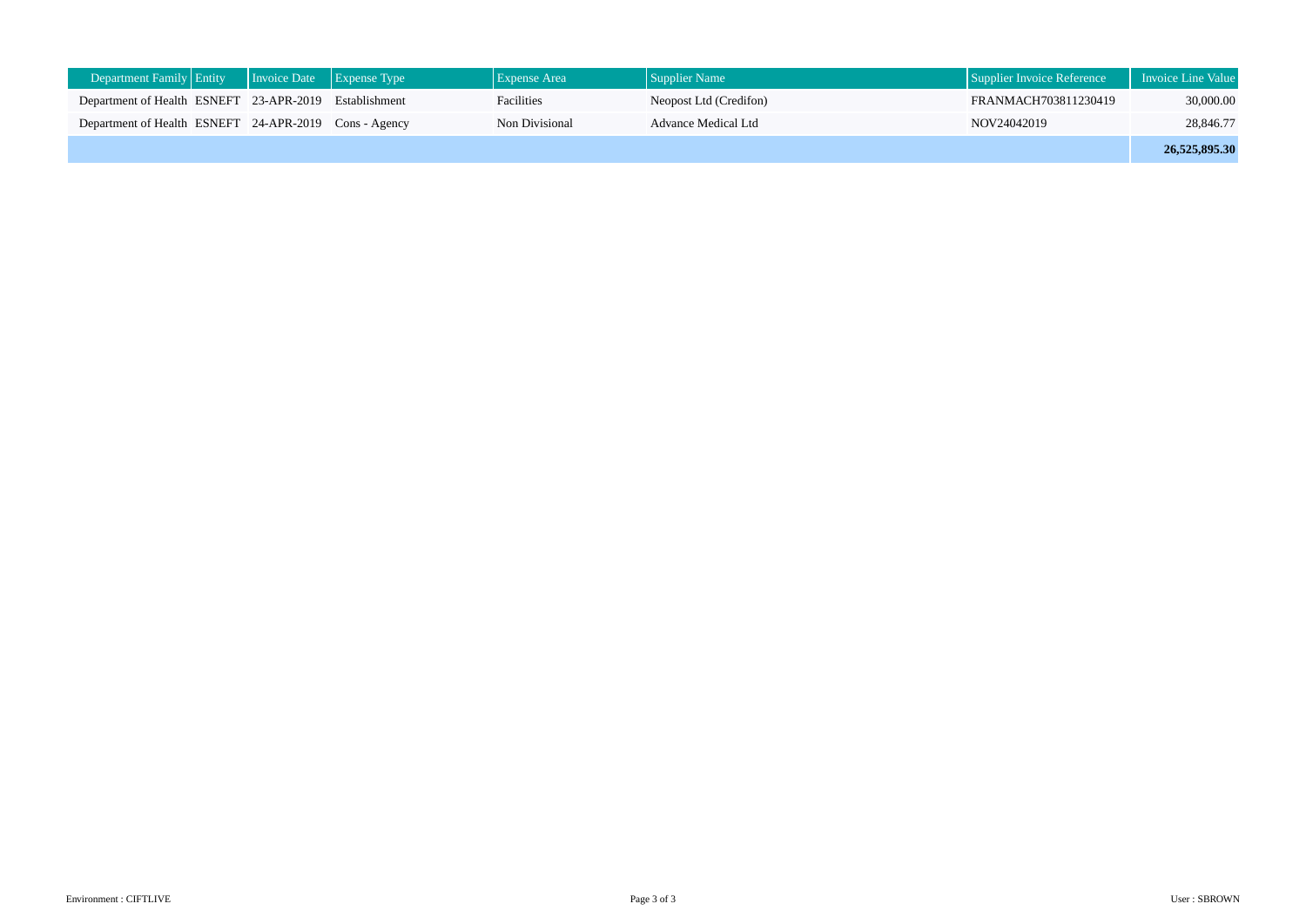| Department Family | Entity | Invoice Date | Expense Type | Expense Area | Supplier Name | Supplier Invoice Reference | Invoice Line Value |
|---|---|---|---|---|---|---|---|
| Department of Health | ESNEFT | 23-APR-2019 | Establishment | Facilities | Neopost Ltd (Credifon) | FRANMACH703811230419 | 30,000.00 |
| Department of Health | ESNEFT | 24-APR-2019 | Cons - Agency | Non Divisional | Advance Medical Ltd | NOV24042019 | 28,846.77 |
| | | | | | | | **26,525,895.30** |

Environment : CIFTLIVE

User : SBROWN